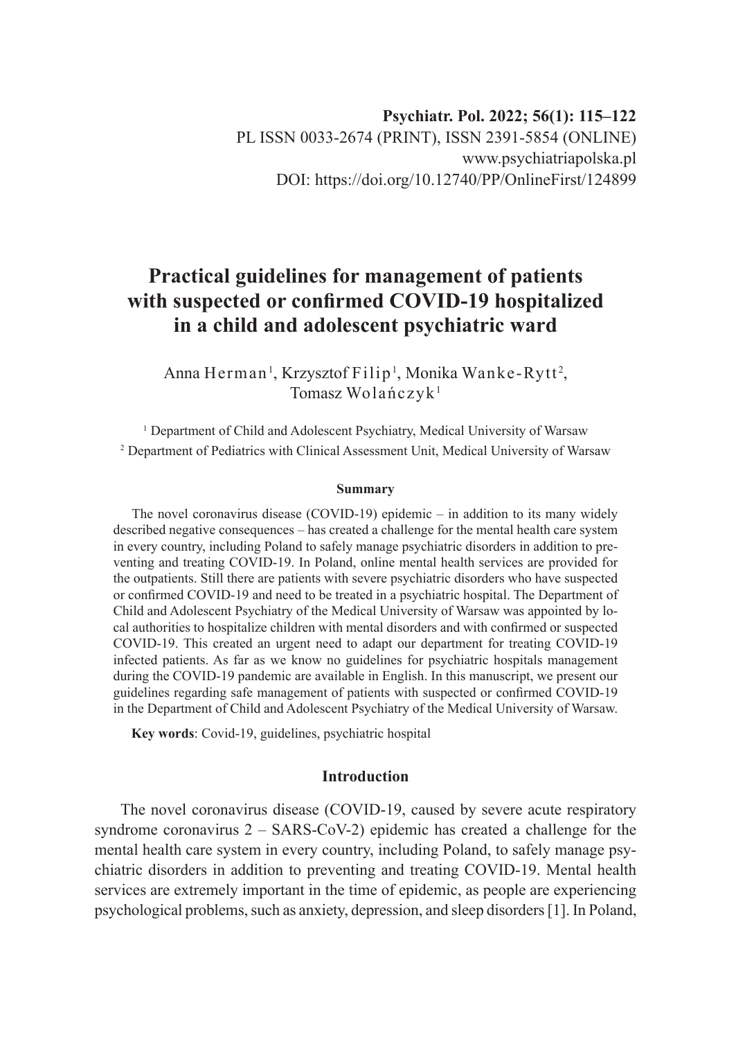Psychiatr. Pol. 2022; 56(1): 115–122
PL ISSN 0033-2674 (PRINT), ISSN 2391-5854 (ONLINE)
www.psychiatriapolska.pl
DOI: https://doi.org/10.12740/PP/OnlineFirst/124899

# Practical guidelines for management of patients with suspected or confirmed COVID-19 hospitalized in a child and adolescent psychiatric ward

Anna Herman [1], Krzysztof Filip [1], Monika Wanke-Rytt [2], Tomasz Wolańczyk [1]

[1] Department of Child and Adolescent Psychiatry, Medical University of Warsaw
[2] Department of Pediatrics with Clinical Assessment Unit, Medical University of Warsaw

### Summary

The novel coronavirus disease (COVID-19) epidemic – in addition to its many widely described negative consequences – has created a challenge for the mental health care system in every country, including Poland to safely manage psychiatric disorders in addition to preventing and treating COVID-19. In Poland, online mental health services are provided for the outpatients. Still there are patients with severe psychiatric disorders who have suspected or confirmed COVID-19 and need to be treated in a psychiatric hospital. The Department of Child and Adolescent Psychiatry of the Medical University of Warsaw was appointed by local authorities to hospitalize children with mental disorders and with confirmed or suspected COVID-19. This created an urgent need to adapt our department for treating COVID-19 infected patients. As far as we know no guidelines for psychiatric hospitals management during the COVID-19 pandemic are available in English. In this manuscript, we present our guidelines regarding safe management of patients with suspected or confirmed COVID-19 in the Department of Child and Adolescent Psychiatry of the Medical University of Warsaw.

**Key words**: Covid-19, guidelines, psychiatric hospital

## Introduction

The novel coronavirus disease (COVID-19, caused by severe acute respiratory syndrome coronavirus 2 – SARS-CoV-2) epidemic has created a challenge for the mental health care system in every country, including Poland, to safely manage psychiatric disorders in addition to preventing and treating COVID-19. Mental health services are extremely important in the time of epidemic, as people are experiencing psychological problems, such as anxiety, depression, and sleep disorders [1]. In Poland,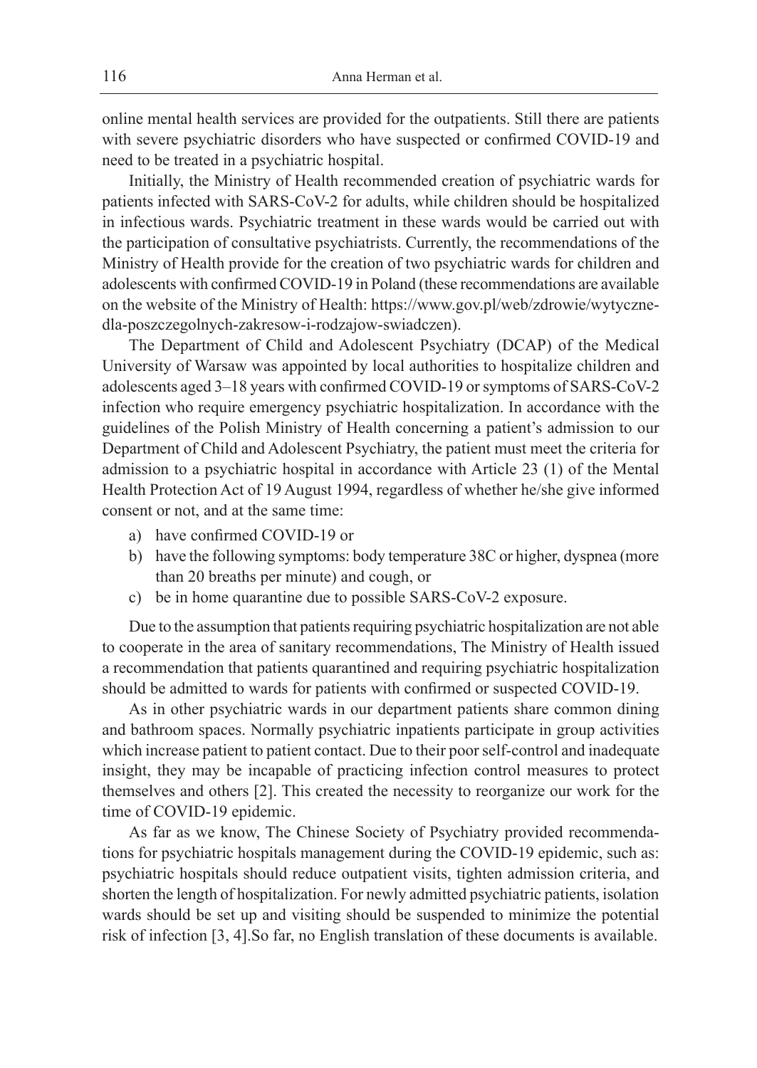online mental health services are provided for the outpatients. Still there are patients with severe psychiatric disorders who have suspected or confirmed COVID-19 and need to be treated in a psychiatric hospital.

Initially, the Ministry of Health recommended creation of psychiatric wards for patients infected with SARS-CoV-2 for adults, while children should be hospitalized in infectious wards. Psychiatric treatment in these wards would be carried out with the participation of consultative psychiatrists. Currently, the recommendations of the Ministry of Health provide for the creation of two psychiatric wards for children and adolescents with confirmed COVID-19 in Poland (these recommendations are available on the website of the Ministry of Health: https://www.gov.pl/web/zdrowie/wytyczne-dla-poszczegolnych-zakresow-i-rodzajow-swiadczen).

The Department of Child and Adolescent Psychiatry (DCAP) of the Medical University of Warsaw was appointed by local authorities to hospitalize children and adolescents aged 3–18 years with confirmed COVID-19 or symptoms of SARS-CoV-2 infection who require emergency psychiatric hospitalization. In accordance with the guidelines of the Polish Ministry of Health concerning a patient's admission to our Department of Child and Adolescent Psychiatry, the patient must meet the criteria for admission to a psychiatric hospital in accordance with Article 23 (1) of the Mental Health Protection Act of 19 August 1994, regardless of whether he/she give informed consent or not, and at the same time:

a) have confirmed COVID-19 or
b) have the following symptoms: body temperature 38C or higher, dyspnea (more than 20 breaths per minute) and cough, or
c) be in home quarantine due to possible SARS-CoV-2 exposure.

Due to the assumption that patients requiring psychiatric hospitalization are not able to cooperate in the area of sanitary recommendations, The Ministry of Health issued a recommendation that patients quarantined and requiring psychiatric hospitalization should be admitted to wards for patients with confirmed or suspected COVID-19.

As in other psychiatric wards in our department patients share common dining and bathroom spaces. Normally psychiatric inpatients participate in group activities which increase patient to patient contact. Due to their poor self-control and inadequate insight, they may be incapable of practicing infection control measures to protect themselves and others [2]. This created the necessity to reorganize our work for the time of COVID-19 epidemic.

As far as we know, The Chinese Society of Psychiatry provided recommendations for psychiatric hospitals management during the COVID-19 epidemic, such as: psychiatric hospitals should reduce outpatient visits, tighten admission criteria, and shorten the length of hospitalization. For newly admitted psychiatric patients, isolation wards should be set up and visiting should be suspended to minimize the potential risk of infection [3, 4].So far, no English translation of these documents is available.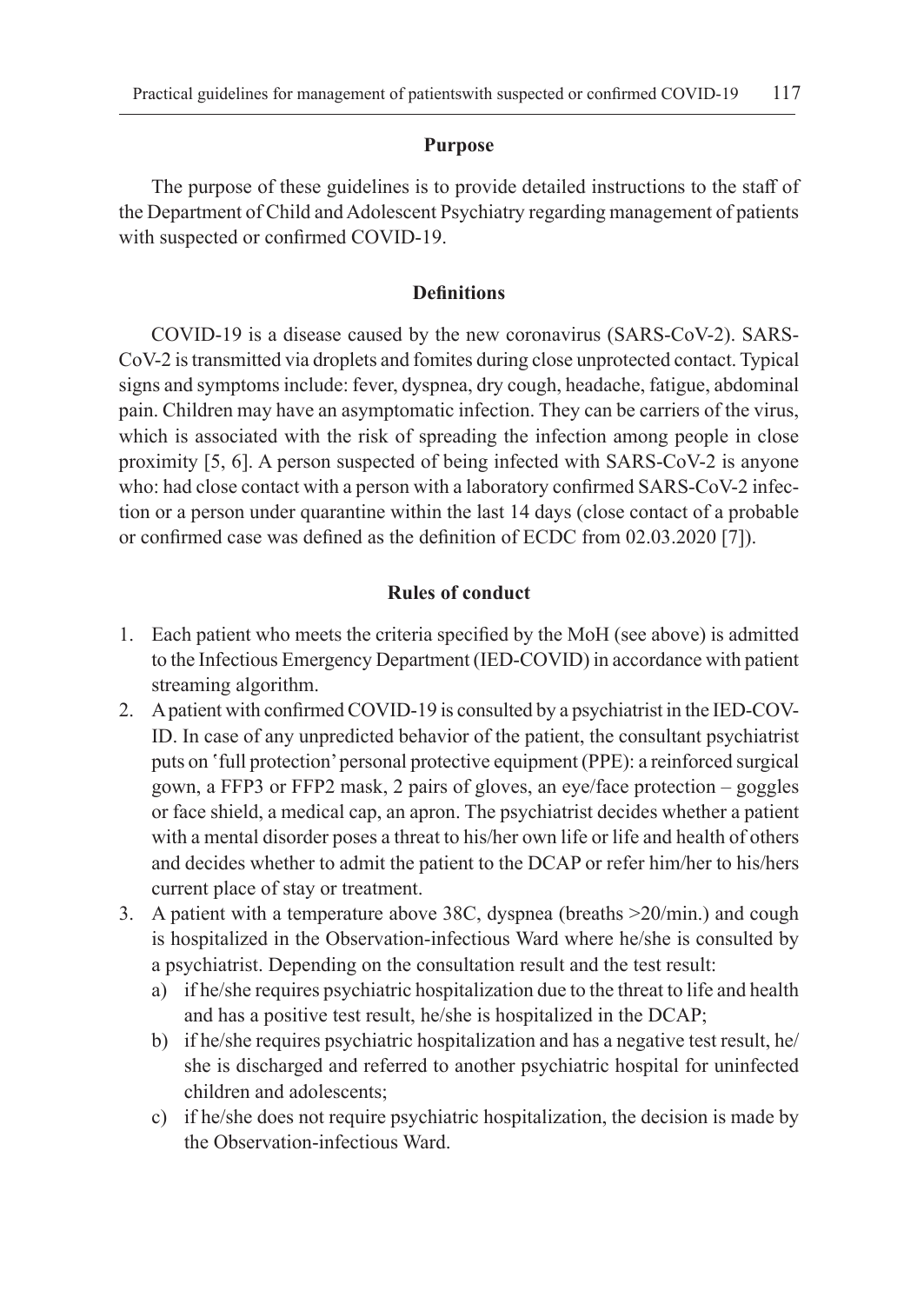## Purpose

The purpose of these guidelines is to provide detailed instructions to the staff of the Department of Child and Adolescent Psychiatry regarding management of patients with suspected or confirmed COVID-19.

## Definitions

COVID-19 is a disease caused by the new coronavirus (SARS-CoV-2). SARS-CoV-2 is transmitted via droplets and fomites during close unprotected contact. Typical signs and symptoms include: fever, dyspnea, dry cough, headache, fatigue, abdominal pain. Children may have an asymptomatic infection. They can be carriers of the virus, which is associated with the risk of spreading the infection among people in close proximity [5, 6]. A person suspected of being infected with SARS-CoV-2 is anyone who: had close contact with a person with a laboratory confirmed SARS-CoV-2 infection or a person under quarantine within the last 14 days (close contact of a probable or confirmed case was defined as the definition of ECDC from 02.03.2020 [7]).

## Rules of conduct

1. Each patient who meets the criteria specified by the MoH (see above) is admitted to the Infectious Emergency Department (IED-COVID) in accordance with patient streaming algorithm.
2. A patient with confirmed COVID-19 is consulted by a psychiatrist in the IED-COVID. In case of any unpredicted behavior of the patient, the consultant psychiatrist puts on 'full protection' personal protective equipment (PPE): a reinforced surgical gown, a FFP3 or FFP2 mask, 2 pairs of gloves, an eye/face protection – goggles or face shield, a medical cap, an apron. The psychiatrist decides whether a patient with a mental disorder poses a threat to his/her own life or life and health of others and decides whether to admit the patient to the DCAP or refer him/her to his/hers current place of stay or treatment.
3. A patient with a temperature above 38C, dyspnea (breaths >20/min.) and cough is hospitalized in the Observation-infectious Ward where he/she is consulted by a psychiatrist. Depending on the consultation result and the test result:
   a) if he/she requires psychiatric hospitalization due to the threat to life and health and has a positive test result, he/she is hospitalized in the DCAP;
   b) if he/she requires psychiatric hospitalization and has a negative test result, he/she is discharged and referred to another psychiatric hospital for uninfected children and adolescents;
   c) if he/she does not require psychiatric hospitalization, the decision is made by the Observation-infectious Ward.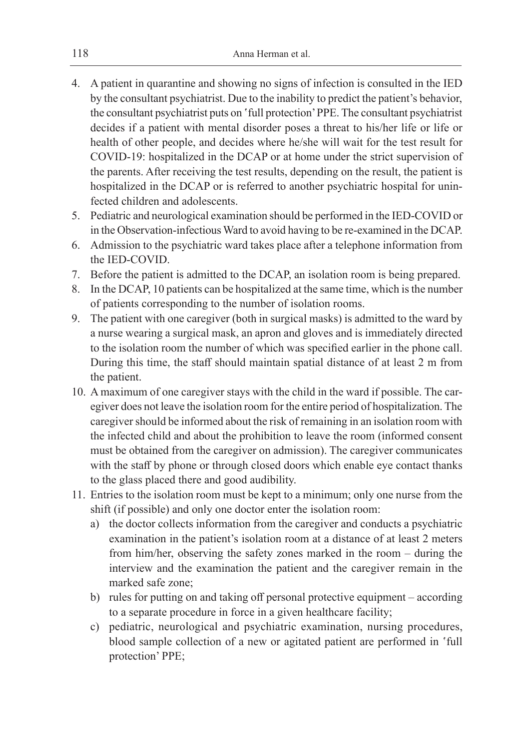4. A patient in quarantine and showing no signs of infection is consulted in the IED by the consultant psychiatrist. Due to the inability to predict the patient's behavior, the consultant psychiatrist puts on 'full protection' PPE. The consultant psychiatrist decides if a patient with mental disorder poses a threat to his/her life or life or health of other people, and decides where he/she will wait for the test result for COVID-19: hospitalized in the DCAP or at home under the strict supervision of the parents. After receiving the test results, depending on the result, the patient is hospitalized in the DCAP or is referred to another psychiatric hospital for uninfected children and adolescents.
5. Pediatric and neurological examination should be performed in the IED-COVID or in the Observation-infectious Ward to avoid having to be re-examined in the DCAP.
6. Admission to the psychiatric ward takes place after a telephone information from the IED-COVID.
7. Before the patient is admitted to the DCAP, an isolation room is being prepared.
8. In the DCAP, 10 patients can be hospitalized at the same time, which is the number of patients corresponding to the number of isolation rooms.
9. The patient with one caregiver (both in surgical masks) is admitted to the ward by a nurse wearing a surgical mask, an apron and gloves and is immediately directed to the isolation room the number of which was specified earlier in the phone call. During this time, the staff should maintain spatial distance of at least 2 m from the patient.
10. A maximum of one caregiver stays with the child in the ward if possible. The caregiver does not leave the isolation room for the entire period of hospitalization. The caregiver should be informed about the risk of remaining in an isolation room with the infected child and about the prohibition to leave the room (informed consent must be obtained from the caregiver on admission). The caregiver communicates with the staff by phone or through closed doors which enable eye contact thanks to the glass placed there and good audibility.
11. Entries to the isolation room must be kept to a minimum; only one nurse from the shift (if possible) and only one doctor enter the isolation room:
    a) the doctor collects information from the caregiver and conducts a psychiatric examination in the patient's isolation room at a distance of at least 2 meters from him/her, observing the safety zones marked in the room – during the interview and the examination the patient and the caregiver remain in the marked safe zone;
    b) rules for putting on and taking off personal protective equipment – according to a separate procedure in force in a given healthcare facility;
    c) pediatric, neurological and psychiatric examination, nursing procedures, blood sample collection of a new or agitated patient are performed in 'full protection' PPE;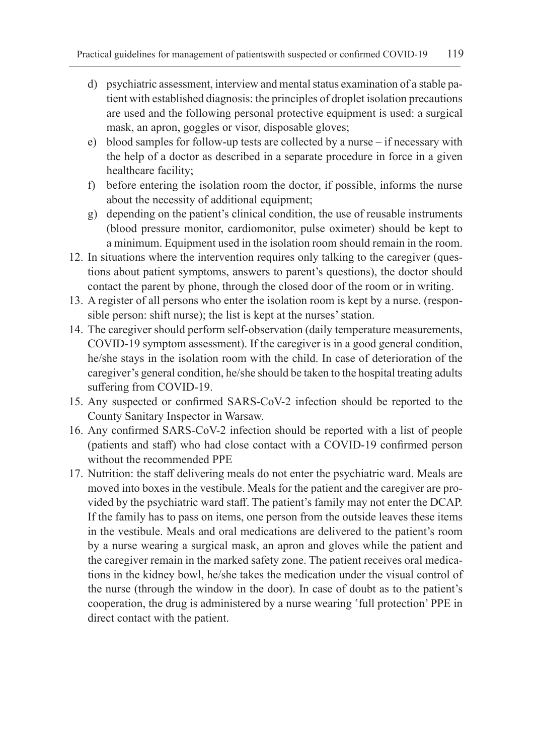d) psychiatric assessment, interview and mental status examination of a stable patient with established diagnosis: the principles of droplet isolation precautions are used and the following personal protective equipment is used: a surgical mask, an apron, goggles or visor, disposable gloves;
e) blood samples for follow-up tests are collected by a nurse – if necessary with the help of a doctor as described in a separate procedure in force in a given healthcare facility;
f) before entering the isolation room the doctor, if possible, informs the nurse about the necessity of additional equipment;
g) depending on the patient's clinical condition, the use of reusable instruments (blood pressure monitor, cardiomonitor, pulse oximeter) should be kept to a minimum. Equipment used in the isolation room should remain in the room.

12. In situations where the intervention requires only talking to the caregiver (questions about patient symptoms, answers to parent's questions), the doctor should contact the parent by phone, through the closed door of the room or in writing.
13. A register of all persons who enter the isolation room is kept by a nurse. (responsible person: shift nurse); the list is kept at the nurses' station.
14. The caregiver should perform self-observation (daily temperature measurements, COVID-19 symptom assessment). If the caregiver is in a good general condition, he/she stays in the isolation room with the child. In case of deterioration of the caregiver's general condition, he/she should be taken to the hospital treating adults suffering from COVID-19.
15. Any suspected or confirmed SARS-CoV-2 infection should be reported to the County Sanitary Inspector in Warsaw.
16. Any confirmed SARS-CoV-2 infection should be reported with a list of people (patients and staff) who had close contact with a COVID-19 confirmed person without the recommended PPE
17. Nutrition: the staff delivering meals do not enter the psychiatric ward. Meals are moved into boxes in the vestibule. Meals for the patient and the caregiver are provided by the psychiatric ward staff. The patient's family may not enter the DCAP. If the family has to pass on items, one person from the outside leaves these items in the vestibule. Meals and oral medications are delivered to the patient's room by a nurse wearing a surgical mask, an apron and gloves while the patient and the caregiver remain in the marked safety zone. The patient receives oral medications in the kidney bowl, he/she takes the medication under the visual control of the nurse (through the window in the door). In case of doubt as to the patient's cooperation, the drug is administered by a nurse wearing 'full protection' PPE in direct contact with the patient.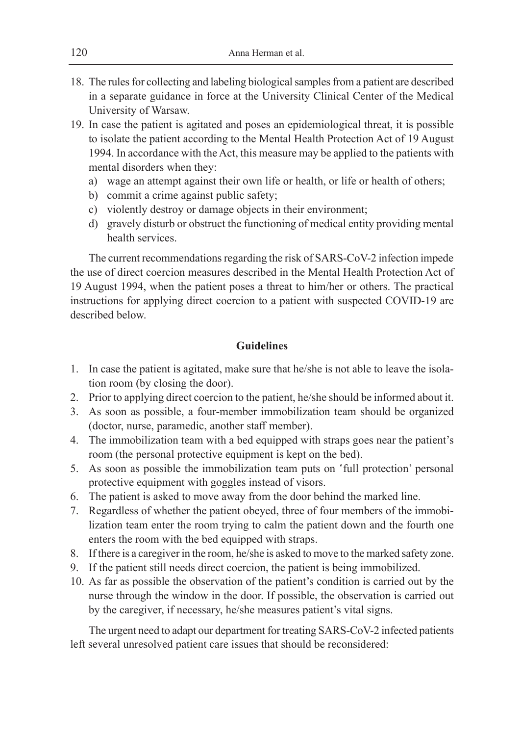18. The rules for collecting and labeling biological samples from a patient are described in a separate guidance in force at the University Clinical Center of the Medical University of Warsaw.
19. In case the patient is agitated and poses an epidemiological threat, it is possible to isolate the patient according to the Mental Health Protection Act of 19 August 1994. In accordance with the Act, this measure may be applied to the patients with mental disorders when they:
    a) wage an attempt against their own life or health, or life or health of others;
    b) commit a crime against public safety;
    c) violently destroy or damage objects in their environment;
    d) gravely disturb or obstruct the functioning of medical entity providing mental health services.

The current recommendations regarding the risk of SARS-CoV-2 infection impede the use of direct coercion measures described in the Mental Health Protection Act of 19 August 1994, when the patient poses a threat to him/her or others. The practical instructions for applying direct coercion to a patient with suspected COVID-19 are described below.

**Guidelines**

1. In case the patient is agitated, make sure that he/she is not able to leave the isolation room (by closing the door).
2. Prior to applying direct coercion to the patient, he/she should be informed about it.
3. As soon as possible, a four-member immobilization team should be organized (doctor, nurse, paramedic, another staff member).
4. The immobilization team with a bed equipped with straps goes near the patient's room (the personal protective equipment is kept on the bed).
5. As soon as possible the immobilization team puts on 'full protection' personal protective equipment with goggles instead of visors.
6. The patient is asked to move away from the door behind the marked line.
7. Regardless of whether the patient obeyed, three of four members of the immobilization team enter the room trying to calm the patient down and the fourth one enters the room with the bed equipped with straps.
8. If there is a caregiver in the room, he/she is asked to move to the marked safety zone.
9. If the patient still needs direct coercion, the patient is being immobilized.
10. As far as possible the observation of the patient's condition is carried out by the nurse through the window in the door. If possible, the observation is carried out by the caregiver, if necessary, he/she measures patient's vital signs.

The urgent need to adapt our department for treating SARS-CoV-2 infected patients left several unresolved patient care issues that should be reconsidered: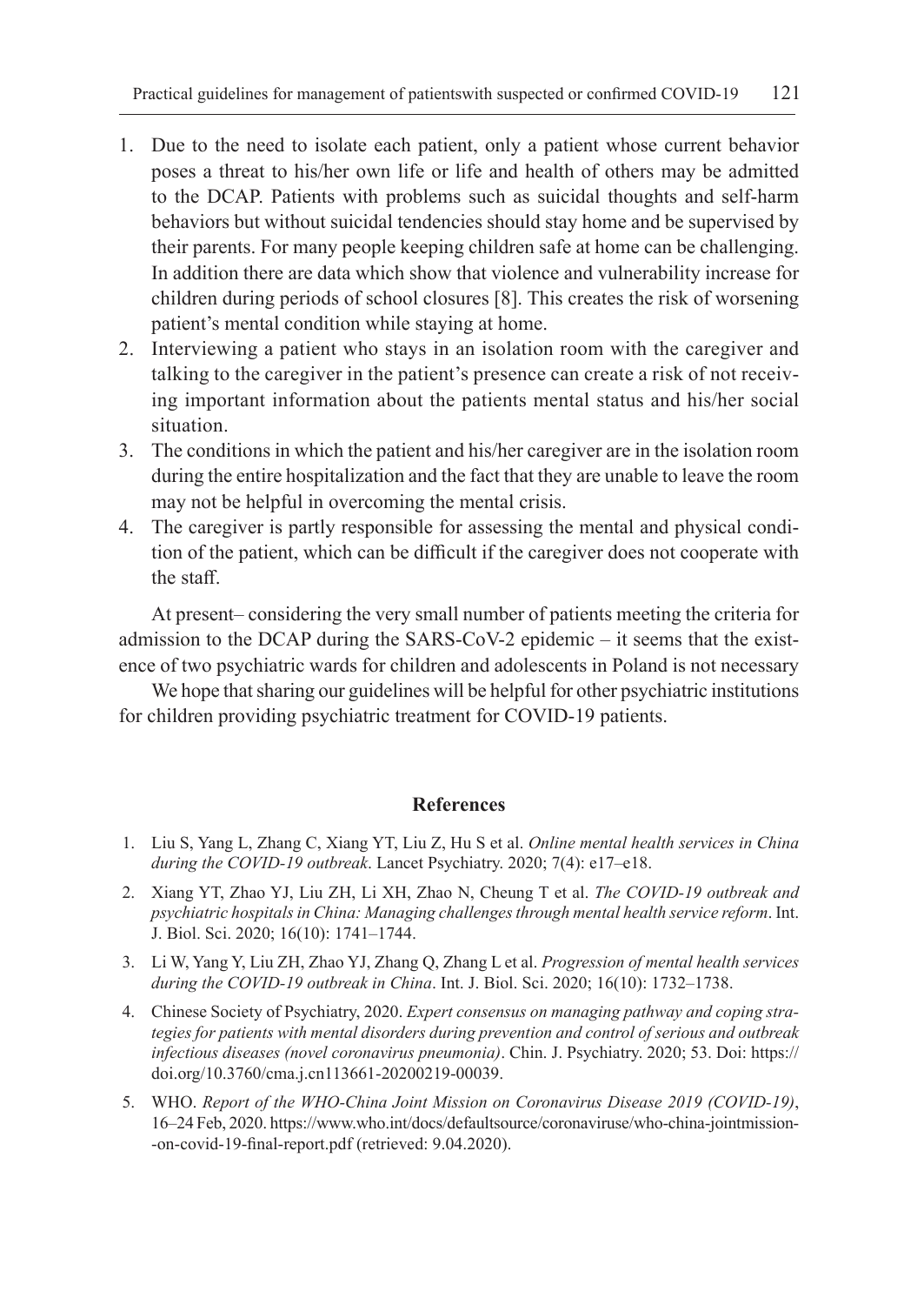1. Due to the need to isolate each patient, only a patient whose current behavior poses a threat to his/her own life or life and health of others may be admitted to the DCAP. Patients with problems such as suicidal thoughts and self-harm behaviors but without suicidal tendencies should stay home and be supervised by their parents. For many people keeping children safe at home can be challenging. In addition there are data which show that violence and vulnerability increase for children during periods of school closures [8]. This creates the risk of worsening patient's mental condition while staying at home.
2. Interviewing a patient who stays in an isolation room with the caregiver and talking to the caregiver in the patient's presence can create a risk of not receiving important information about the patients mental status and his/her social situation.
3. The conditions in which the patient and his/her caregiver are in the isolation room during the entire hospitalization and the fact that they are unable to leave the room may not be helpful in overcoming the mental crisis.
4. The caregiver is partly responsible for assessing the mental and physical condition of the patient, which can be difficult if the caregiver does not cooperate with the staff.

At present– considering the very small number of patients meeting the criteria for admission to the DCAP during the SARS-CoV-2 epidemic – it seems that the existence of two psychiatric wards for children and adolescents in Poland is not necessary

We hope that sharing our guidelines will be helpful for other psychiatric institutions for children providing psychiatric treatment for COVID-19 patients.

## References

1. Liu S, Yang L, Zhang C, Xiang YT, Liu Z, Hu S et al. *Online mental health services in China during the COVID-19 outbreak*. Lancet Psychiatry. 2020; 7(4): e17–e18.
2. Xiang YT, Zhao YJ, Liu ZH, Li XH, Zhao N, Cheung T et al. *The COVID-19 outbreak and psychiatric hospitals in China: Managing challenges through mental health service reform*. Int. J. Biol. Sci. 2020; 16(10): 1741–1744.
3. Li W, Yang Y, Liu ZH, Zhao YJ, Zhang Q, Zhang L et al. *Progression of mental health services during the COVID-19 outbreak in China*. Int. J. Biol. Sci. 2020; 16(10): 1732–1738.
4. Chinese Society of Psychiatry, 2020. *Expert consensus on managing pathway and coping strategies for patients with mental disorders during prevention and control of serious and outbreak infectious diseases (novel coronavirus pneumonia)*. Chin. J. Psychiatry. 2020; 53. Doi: https://doi.org/10.3760/cma.j.cn113661-20200219-00039.
5. WHO. *Report of the WHO-China Joint Mission on Coronavirus Disease 2019 (COVID-19)*, 16–24 Feb, 2020. https://www.who.int/docs/defaultsource/coronaviruse/who-china-jointmission--on-covid-19-final-report.pdf (retrieved: 9.04.2020).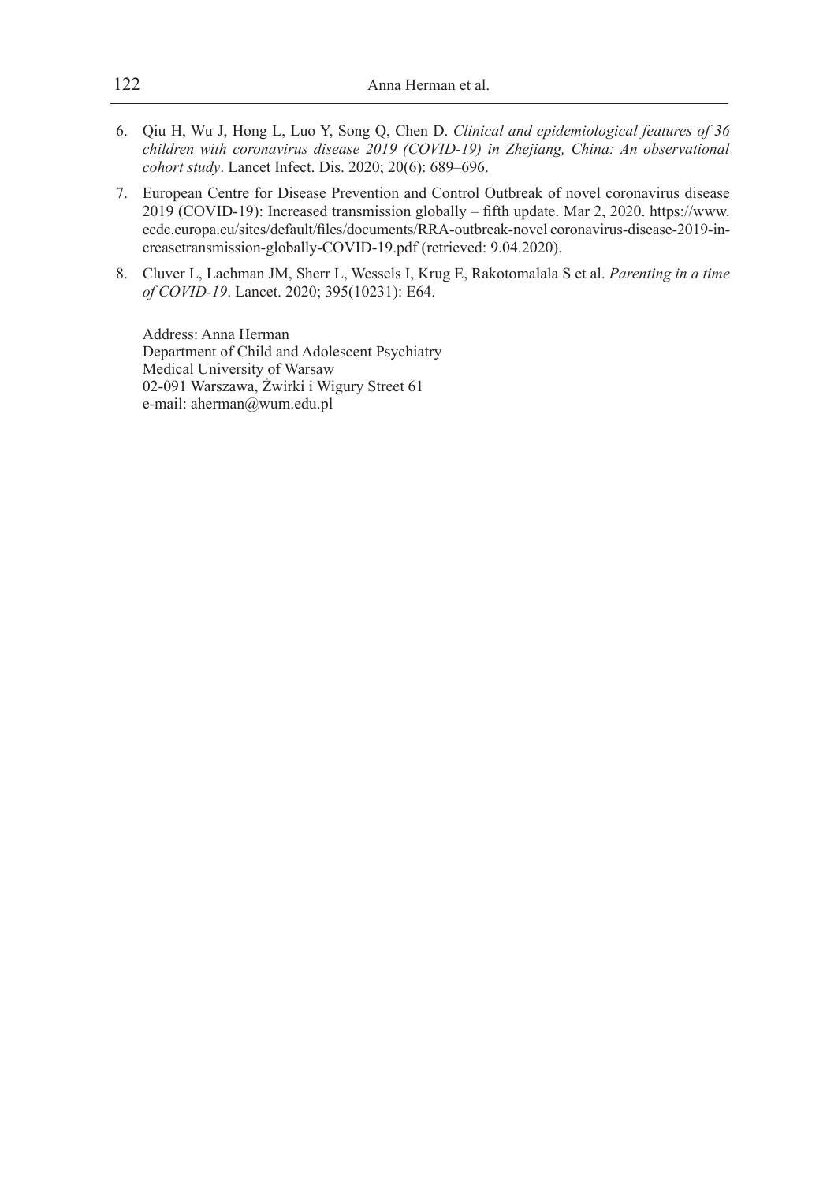6. Qiu H, Wu J, Hong L, Luo Y, Song Q, Chen D. *Clinical and epidemiological features of 36 children with coronavirus disease 2019 (COVID-19) in Zhejiang, China: An observational cohort study*. Lancet Infect. Dis. 2020; 20(6): 689–696.

7. European Centre for Disease Prevention and Control Outbreak of novel coronavirus disease 2019 (COVID-19): Increased transmission globally – fifth update. Mar 2, 2020. https://www.ecdc.europa.eu/sites/default/files/documents/RRA-outbreak-novel coronavirus-disease-2019-increasetransmission-globally-COVID-19.pdf (retrieved: 9.04.2020).

8. Cluver L, Lachman JM, Sherr L, Wessels I, Krug E, Rakotomalala S et al. *Parenting in a time of COVID-19*. Lancet. 2020; 395(10231): E64.

Address: Anna Herman
Department of Child and Adolescent Psychiatry
Medical University of Warsaw
02-091 Warszawa, Żwirki i Wigury Street 61
e-mail: aherman@wum.edu.pl